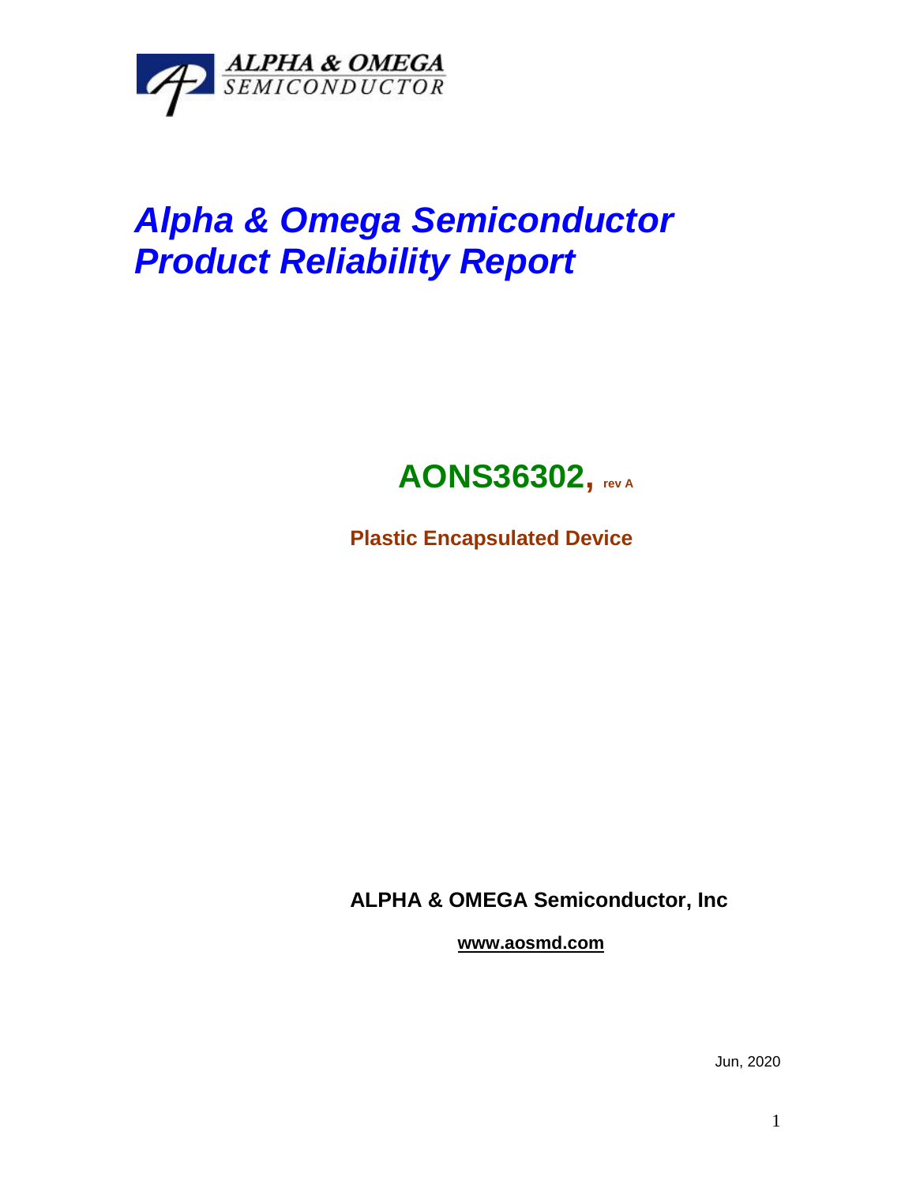ALPHA & OMEGA
SEMICONDUCTOR

# *Alpha & Omega Semiconductor Product Reliability Report*

## AONS36302, rev A

**Plastic Encapsulated Device**

**ALPHA & OMEGA Semiconductor, Inc**

**www.aosmd.com**

Jun, 2020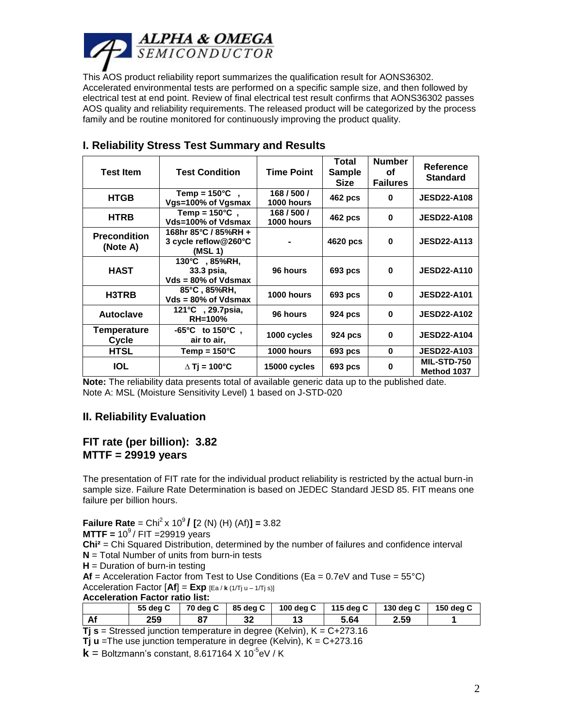ALPHA & OMEGA SEMICONDUCTOR

This AOS product reliability report summarizes the qualification result for AONS36302. Accelerated environmental tests are performed on a specific sample size, and then followed by electrical test at end point. Review of final electrical test result confirms that AONS36302 passes AOS quality and reliability requirements. The released product will be categorized by the process family and be routine monitored for continuously improving the product quality.

## I. Reliability Stress Test Summary and Results

| Test Item | Test Condition | Time Point | Total Sample Size | Number of Failures | Reference Standard |
|---|---|---|---|---|---|
| HTGB | Temp = 150°C , Vgs=100% of Vgsmax | 168 / 500 / 1000 hours | 462 pcs | 0 | JESD22-A108 |
| HTRB | Temp = 150°C , Vds=100% of Vdsmax | 168 / 500 / 1000 hours | 462 pcs | 0 | JESD22-A108 |
| Precondition (Note A) | 168hr 85°C / 85%RH + 3 cycle reflow@260°C (MSL 1) | - | 4620 pcs | 0 | JESD22-A113 |
| HAST | 130°C , 85%RH, 33.3 psia, Vds = 80% of Vdsmax | 96 hours | 693 pcs | 0 | JESD22-A110 |
| H3TRB | 85°C , 85%RH, Vds = 80% of Vdsmax | 1000 hours | 693 pcs | 0 | JESD22-A101 |
| Autoclave | 121°C , 29.7psia, RH=100% | 96 hours | 924 pcs | 0 | JESD22-A102 |
| Temperature Cycle | -65°C to 150°C , air to air, | 1000 cycles | 924 pcs | 0 | JESD22-A104 |
| HTSL | Temp = 150°C | 1000 hours | 693 pcs | 0 | JESD22-A103 |
| IOL | $\Delta$ Tj = 100°C | 15000 cycles | 693 pcs | 0 | MIL-STD-750 Method 1037 |

**Note:** The reliability data presents total of available generic data up to the published date.
Note A: MSL (Moisture Sensitivity Level) 1 based on J-STD-020

## II. Reliability Evaluation

### FIT rate (per billion): 3.82
### MTTF = 29919 years

The presentation of FIT rate for the individual product reliability is restricted by the actual burn-in sample size. Failure Rate Determination is based on JEDEC Standard JESD 85. FIT means one failure per billion hours.

**Failure Rate** = $Chi^2 \times 10^9$ **/ [**2 (N) (H) (Af)**] =** 3.82

**MTTF =** $10^9$ / FIT =29919 years

**Chi²** = Chi Squared Distribution, determined by the number of failures and confidence interval

**N** = Total Number of units from burn-in tests

**H** = Duration of burn-in testing

**Af** = Acceleration Factor from Test to Use Conditions (Ea = 0.7eV and Tuse = 55°C)

Acceleration Factor [**Af**] = **Exp** [Ea / **k** (1/Tj u – 1/Tj s)]

**Acceleration Factor ratio list:**

| | 55 deg C | 70 deg C | 85 deg C | 100 deg C | 115 deg C | 130 deg C | 150 deg C |
|---|---|---|---|---|---|---|---|
| Af | 259 | 87 | 32 | 13 | 5.64 | 2.59 | 1 |

**Tj s** = Stressed junction temperature in degree (Kelvin), K = C+273.16

**Tj u** =The use junction temperature in degree (Kelvin), K = C+273.16

**k** = Boltzmann's constant, $8.617164 \times 10^{-5}$eV / K